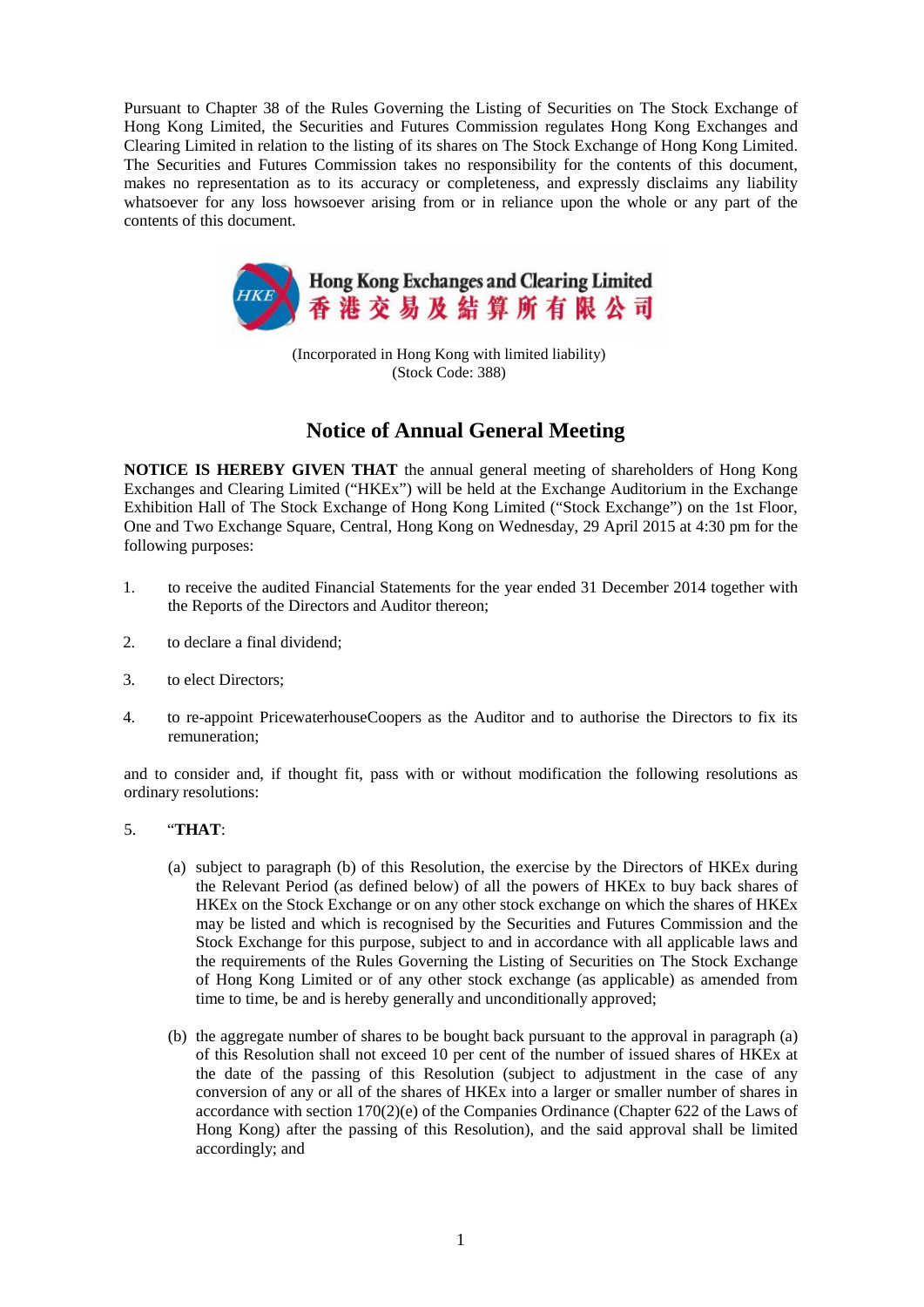Pursuant to Chapter 38 of the Rules Governing the Listing of Securities on The Stock Exchange of Hong Kong Limited, the Securities and Futures Commission regulates Hong Kong Exchanges and Clearing Limited in relation to the listing of its shares on The Stock Exchange of Hong Kong Limited. The Securities and Futures Commission takes no responsibility for the contents of this document, makes no representation as to its accuracy or completeness, and expressly disclaims any liability whatsoever for any loss howsoever arising from or in reliance upon the whole or any part of the contents of this document.

**Hong Kong Exchanges and Clearing Limited**
**香港交易及結算所有限公司**

(Incorporated in Hong Kong with limited liability)
(Stock Code: 388)

# Notice of Annual General Meeting

**NOTICE IS HEREBY GIVEN THAT** the annual general meeting of shareholders of Hong Kong Exchanges and Clearing Limited ("HKEx") will be held at the Exchange Auditorium in the Exchange Exhibition Hall of The Stock Exchange of Hong Kong Limited ("Stock Exchange") on the 1st Floor, One and Two Exchange Square, Central, Hong Kong on Wednesday, 29 April 2015 at 4:30 pm for the following purposes:

1. to receive the audited Financial Statements for the year ended 31 December 2014 together with the Reports of the Directors and Auditor thereon;

2. to declare a final dividend;

3. to elect Directors;

4. to re-appoint PricewaterhouseCoopers as the Auditor and to authorise the Directors to fix its remuneration;

and to consider and, if thought fit, pass with or without modification the following resolutions as ordinary resolutions:

5. "**THAT**:

   (a) subject to paragraph (b) of this Resolution, the exercise by the Directors of HKEx during the Relevant Period (as defined below) of all the powers of HKEx to buy back shares of HKEx on the Stock Exchange or on any other stock exchange on which the shares of HKEx may be listed and which is recognised by the Securities and Futures Commission and the Stock Exchange for this purpose, subject to and in accordance with all applicable laws and the requirements of the Rules Governing the Listing of Securities on The Stock Exchange of Hong Kong Limited or of any other stock exchange (as applicable) as amended from time to time, be and is hereby generally and unconditionally approved;

   (b) the aggregate number of shares to be bought back pursuant to the approval in paragraph (a) of this Resolution shall not exceed 10 per cent of the number of issued shares of HKEx at the date of the passing of this Resolution (subject to adjustment in the case of any conversion of any or all of the shares of HKEx into a larger or smaller number of shares in accordance with section 170(2)(e) of the Companies Ordinance (Chapter 622 of the Laws of Hong Kong) after the passing of this Resolution), and the said approval shall be limited accordingly; and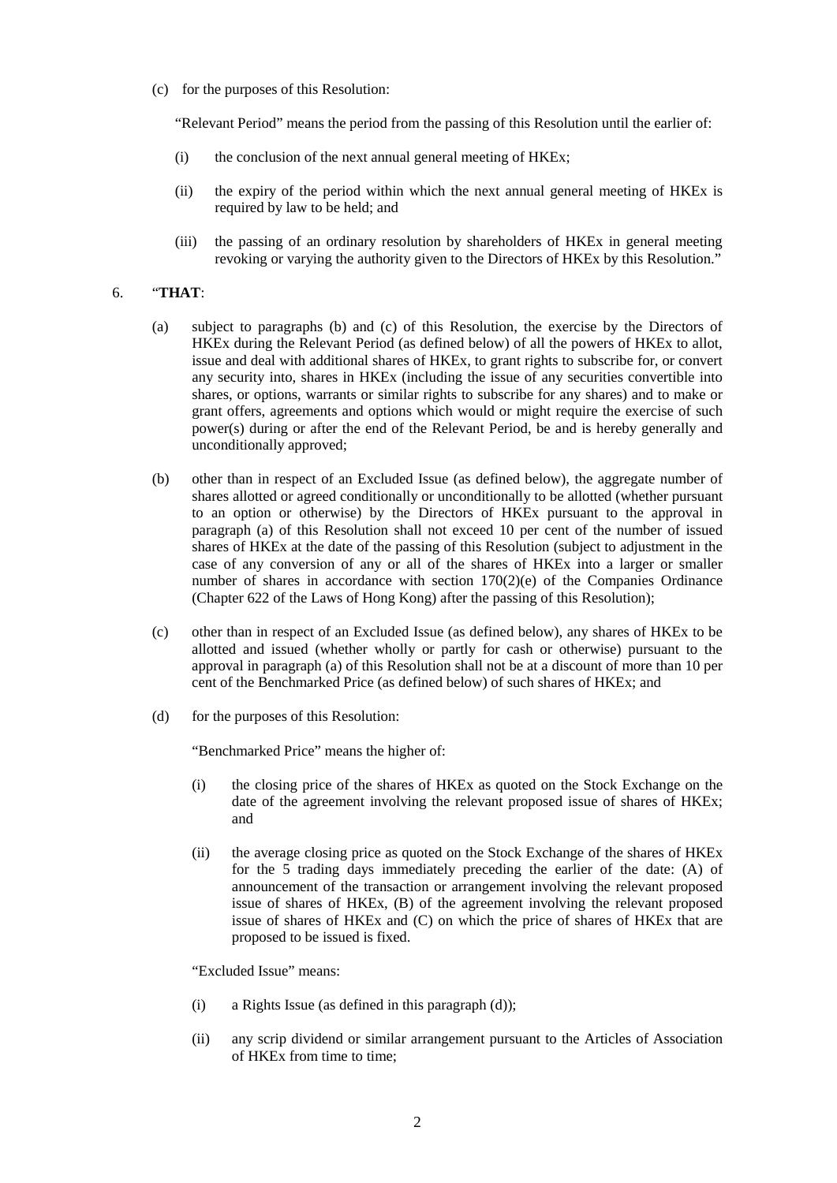(c) for the purposes of this Resolution:

"Relevant Period" means the period from the passing of this Resolution until the earlier of:

(i) the conclusion of the next annual general meeting of HKEx;

(ii) the expiry of the period within which the next annual general meeting of HKEx is required by law to be held; and

(iii) the passing of an ordinary resolution by shareholders of HKEx in general meeting revoking or varying the authority given to the Directors of HKEx by this Resolution."

6. "**THAT**:

(a) subject to paragraphs (b) and (c) of this Resolution, the exercise by the Directors of HKEx during the Relevant Period (as defined below) of all the powers of HKEx to allot, issue and deal with additional shares of HKEx, to grant rights to subscribe for, or convert any security into, shares in HKEx (including the issue of any securities convertible into shares, or options, warrants or similar rights to subscribe for any shares) and to make or grant offers, agreements and options which would or might require the exercise of such power(s) during or after the end of the Relevant Period, be and is hereby generally and unconditionally approved;

(b) other than in respect of an Excluded Issue (as defined below), the aggregate number of shares allotted or agreed conditionally or unconditionally to be allotted (whether pursuant to an option or otherwise) by the Directors of HKEx pursuant to the approval in paragraph (a) of this Resolution shall not exceed 10 per cent of the number of issued shares of HKEx at the date of the passing of this Resolution (subject to adjustment in the case of any conversion of any or all of the shares of HKEx into a larger or smaller number of shares in accordance with section 170(2)(e) of the Companies Ordinance (Chapter 622 of the Laws of Hong Kong) after the passing of this Resolution);

(c) other than in respect of an Excluded Issue (as defined below), any shares of HKEx to be allotted and issued (whether wholly or partly for cash or otherwise) pursuant to the approval in paragraph (a) of this Resolution shall not be at a discount of more than 10 per cent of the Benchmarked Price (as defined below) of such shares of HKEx; and

(d) for the purposes of this Resolution:

"Benchmarked Price" means the higher of:

(i) the closing price of the shares of HKEx as quoted on the Stock Exchange on the date of the agreement involving the relevant proposed issue of shares of HKEx; and

(ii) the average closing price as quoted on the Stock Exchange of the shares of HKEx for the 5 trading days immediately preceding the earlier of the date: (A) of announcement of the transaction or arrangement involving the relevant proposed issue of shares of HKEx, (B) of the agreement involving the relevant proposed issue of shares of HKEx and (C) on which the price of shares of HKEx that are proposed to be issued is fixed.

"Excluded Issue" means:

(i) a Rights Issue (as defined in this paragraph (d));

(ii) any scrip dividend or similar arrangement pursuant to the Articles of Association of HKEx from time to time;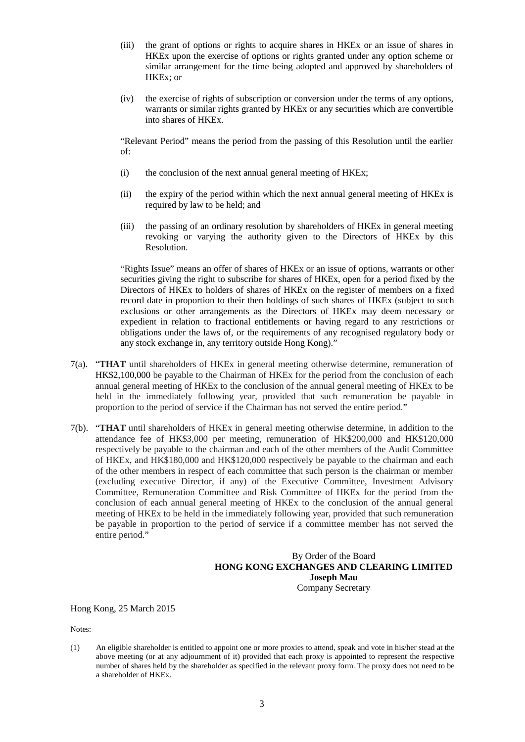(iii) the grant of options or rights to acquire shares in HKEx or an issue of shares in HKEx upon the exercise of options or rights granted under any option scheme or similar arrangement for the time being adopted and approved by shareholders of HKEx; or

(iv) the exercise of rights of subscription or conversion under the terms of any options, warrants or similar rights granted by HKEx or any securities which are convertible into shares of HKEx.

"Relevant Period" means the period from the passing of this Resolution until the earlier of:

(i) the conclusion of the next annual general meeting of HKEx;

(ii) the expiry of the period within which the next annual general meeting of HKEx is required by law to be held; and

(iii) the passing of an ordinary resolution by shareholders of HKEx in general meeting revoking or varying the authority given to the Directors of HKEx by this Resolution.

"Rights Issue" means an offer of shares of HKEx or an issue of options, warrants or other securities giving the right to subscribe for shares of HKEx, open for a period fixed by the Directors of HKEx to holders of shares of HKEx on the register of members on a fixed record date in proportion to their then holdings of such shares of HKEx (subject to such exclusions or other arrangements as the Directors of HKEx may deem necessary or expedient in relation to fractional entitlements or having regard to any restrictions or obligations under the laws of, or the requirements of any recognised regulatory body or any stock exchange in, any territory outside Hong Kong)."

7(a). "**THAT** until shareholders of HKEx in general meeting otherwise determine, remuneration of HK$2,100,000 be payable to the Chairman of HKEx for the period from the conclusion of each annual general meeting of HKEx to the conclusion of the annual general meeting of HKEx to be held in the immediately following year, provided that such remuneration be payable in proportion to the period of service if the Chairman has not served the entire period."

7(b). "**THAT** until shareholders of HKEx in general meeting otherwise determine, in addition to the attendance fee of HK$3,000 per meeting, remuneration of HK$200,000 and HK$120,000 respectively be payable to the chairman and each of the other members of the Audit Committee of HKEx, and HK$180,000 and HK$120,000 respectively be payable to the chairman and each of the other members in respect of each committee that such person is the chairman or member (excluding executive Director, if any) of the Executive Committee, Investment Advisory Committee, Remuneration Committee and Risk Committee of HKEx for the period from the conclusion of each annual general meeting of HKEx to the conclusion of the annual general meeting of HKEx to be held in the immediately following year, provided that such remuneration be payable in proportion to the period of service if a committee member has not served the entire period."

By Order of the Board
**HONG KONG EXCHANGES AND CLEARING LIMITED**
**Joseph Mau**
Company Secretary

Hong Kong, 25 March 2015

Notes:

(1) An eligible shareholder is entitled to appoint one or more proxies to attend, speak and vote in his/her stead at the above meeting (or at any adjournment of it) provided that each proxy is appointed to represent the respective number of shares held by the shareholder as specified in the relevant proxy form. The proxy does not need to be a shareholder of HKEx.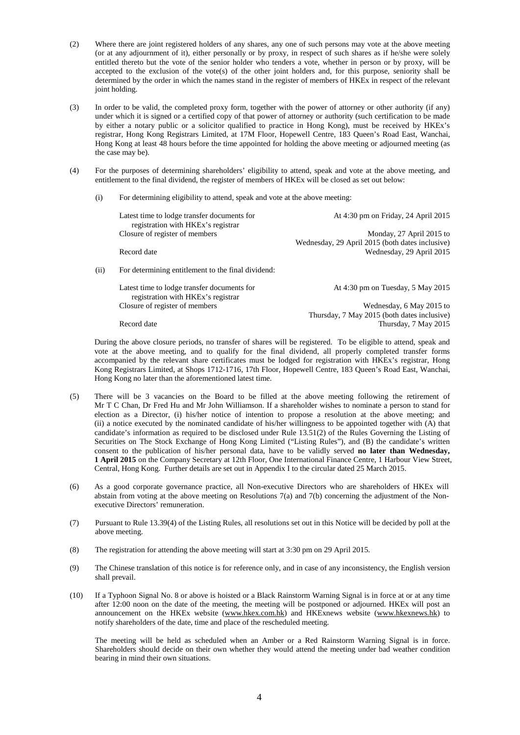(2) Where there are joint registered holders of any shares, any one of such persons may vote at the above meeting (or at any adjournment of it), either personally or by proxy, in respect of such shares as if he/she were solely entitled thereto but the vote of the senior holder who tenders a vote, whether in person or by proxy, will be accepted to the exclusion of the vote(s) of the other joint holders and, for this purpose, seniority shall be determined by the order in which the names stand in the register of members of HKEx in respect of the relevant joint holding.

(3) In order to be valid, the completed proxy form, together with the power of attorney or other authority (if any) under which it is signed or a certified copy of that power of attorney or authority (such certification to be made by either a notary public or a solicitor qualified to practice in Hong Kong), must be received by HKEx's registrar, Hong Kong Registrars Limited, at 17M Floor, Hopewell Centre, 183 Queen's Road East, Wanchai, Hong Kong at least 48 hours before the time appointed for holding the above meeting or adjourned meeting (as the case may be).

(4) For the purposes of determining shareholders' eligibility to attend, speak and vote at the above meeting, and entitlement to the final dividend, the register of members of HKEx will be closed as set out below:

(i) For determining eligibility to attend, speak and vote at the above meeting:

| | |
|---|---|
| Latest time to lodge transfer documents for registration with HKEx's registrar | At 4:30 pm on Friday, 24 April 2015 |
| Closure of register of members | Monday, 27 April 2015 to Wednesday, 29 April 2015 (both dates inclusive) |
| Record date | Wednesday, 29 April 2015 |

(ii) For determining entitlement to the final dividend:

| | |
|---|---|
| Latest time to lodge transfer documents for registration with HKEx's registrar | At 4:30 pm on Tuesday, 5 May 2015 |
| Closure of register of members | Wednesday, 6 May 2015 to Thursday, 7 May 2015 (both dates inclusive) |
| Record date | Thursday, 7 May 2015 |

During the above closure periods, no transfer of shares will be registered. To be eligible to attend, speak and vote at the above meeting, and to qualify for the final dividend, all properly completed transfer forms accompanied by the relevant share certificates must be lodged for registration with HKEx's registrar, Hong Kong Registrars Limited, at Shops 1712-1716, 17th Floor, Hopewell Centre, 183 Queen's Road East, Wanchai, Hong Kong no later than the aforementioned latest time.

(5) There will be 3 vacancies on the Board to be filled at the above meeting following the retirement of Mr T C Chan, Dr Fred Hu and Mr John Williamson. If a shareholder wishes to nominate a person to stand for election as a Director, (i) his/her notice of intention to propose a resolution at the above meeting; and (ii) a notice executed by the nominated candidate of his/her willingness to be appointed together with (A) that candidate's information as required to be disclosed under Rule 13.51(2) of the Rules Governing the Listing of Securities on The Stock Exchange of Hong Kong Limited ("Listing Rules"), and (B) the candidate's written consent to the publication of his/her personal data, have to be validly served **no later than Wednesday, 1 April 2015** on the Company Secretary at 12th Floor, One International Finance Centre, 1 Harbour View Street, Central, Hong Kong. Further details are set out in Appendix I to the circular dated 25 March 2015.

(6) As a good corporate governance practice, all Non-executive Directors who are shareholders of HKEx will abstain from voting at the above meeting on Resolutions 7(a) and 7(b) concerning the adjustment of the Non-executive Directors' remuneration.

(7) Pursuant to Rule 13.39(4) of the Listing Rules, all resolutions set out in this Notice will be decided by poll at the above meeting.

(8) The registration for attending the above meeting will start at 3:30 pm on 29 April 2015.

(9) The Chinese translation of this notice is for reference only, and in case of any inconsistency, the English version shall prevail.

(10) If a Typhoon Signal No. 8 or above is hoisted or a Black Rainstorm Warning Signal is in force at or at any time after 12:00 noon on the date of the meeting, the meeting will be postponed or adjourned. HKEx will post an announcement on the HKEx website (www.hkex.com.hk) and HKExnews website (www.hkexnews.hk) to notify shareholders of the date, time and place of the rescheduled meeting.

The meeting will be held as scheduled when an Amber or a Red Rainstorm Warning Signal is in force. Shareholders should decide on their own whether they would attend the meeting under bad weather condition bearing in mind their own situations.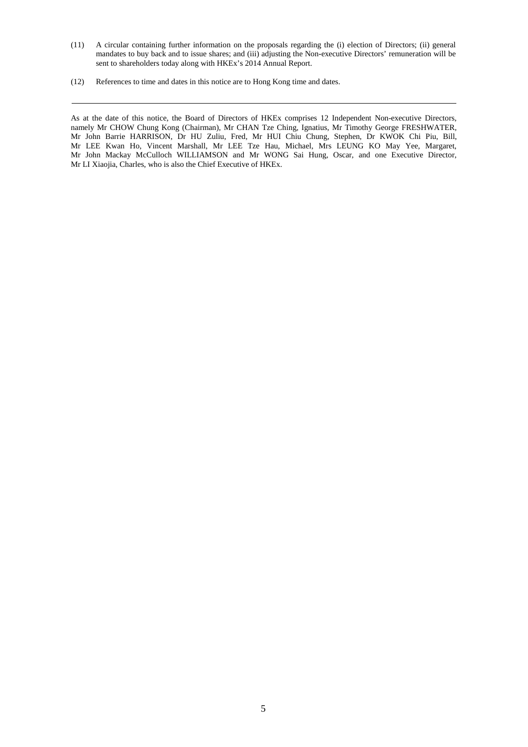(11) A circular containing further information on the proposals regarding the (i) election of Directors; (ii) general mandates to buy back and to issue shares; and (iii) adjusting the Non-executive Directors' remuneration will be sent to shareholders today along with HKEx's 2014 Annual Report.

(12) References to time and dates in this notice are to Hong Kong time and dates.

---

As at the date of this notice, the Board of Directors of HKEx comprises 12 Independent Non-executive Directors, namely Mr CHOW Chung Kong (Chairman), Mr CHAN Tze Ching, Ignatius, Mr Timothy George FRESHWATER, Mr John Barrie HARRISON, Dr HU Zuliu, Fred, Mr HUI Chiu Chung, Stephen, Dr KWOK Chi Piu, Bill, Mr LEE Kwan Ho, Vincent Marshall, Mr LEE Tze Hau, Michael, Mrs LEUNG KO May Yee, Margaret, Mr John Mackay McCulloch WILLIAMSON and Mr WONG Sai Hung, Oscar, and one Executive Director, Mr LI Xiaojia, Charles, who is also the Chief Executive of HKEx.